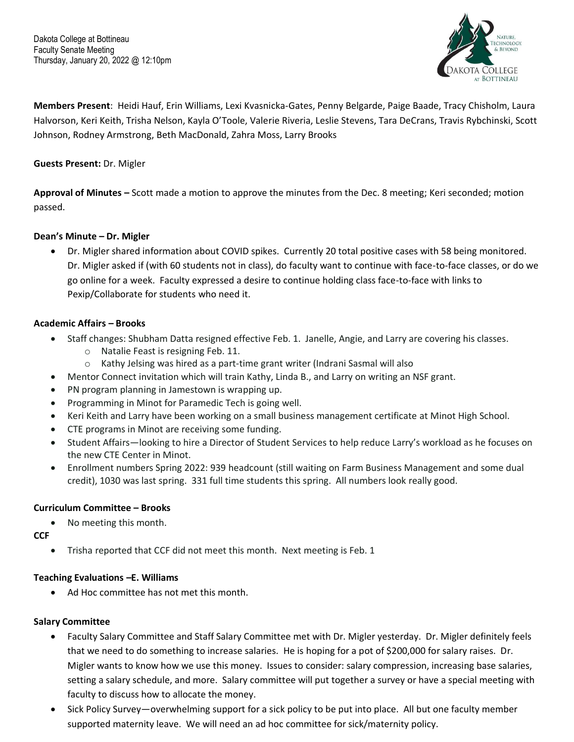Dakota College at Bottineau
Faculty Senate Meeting
Thursday, January 20, 2022 @ 12:10pm

**Members Present**: Heidi Hauf, Erin Williams, Lexi Kvasnicka-Gates, Penny Belgarde, Paige Baade, Tracy Chisholm, Laura Halvorson, Keri Keith, Trisha Nelson, Kayla O'Toole, Valerie Riveria, Leslie Stevens, Tara DeCrans, Travis Rybchinski, Scott Johnson, Rodney Armstrong, Beth MacDonald, Zahra Moss, Larry Brooks

**Guests Present:** Dr. Migler

**Approval of Minutes –** Scott made a motion to approve the minutes from the Dec. 8 meeting; Keri seconded; motion passed.

**Dean's Minute – Dr. Migler**

- Dr. Migler shared information about COVID spikes. Currently 20 total positive cases with 58 being monitored. Dr. Migler asked if (with 60 students not in class), do faculty want to continue with face-to-face classes, or do we go online for a week. Faculty expressed a desire to continue holding class face-to-face with links to Pexip/Collaborate for students who need it.

**Academic Affairs – Brooks**

- Staff changes: Shubham Datta resigned effective Feb. 1. Janelle, Angie, and Larry are covering his classes.
  - Natalie Feast is resigning Feb. 11.
  - Kathy Jelsing was hired as a part-time grant writer (Indrani Sasmal will also
- Mentor Connect invitation which will train Kathy, Linda B., and Larry on writing an NSF grant.
- PN program planning in Jamestown is wrapping up.
- Programming in Minot for Paramedic Tech is going well.
- Keri Keith and Larry have been working on a small business management certificate at Minot High School.
- CTE programs in Minot are receiving some funding.
- Student Affairs—looking to hire a Director of Student Services to help reduce Larry's workload as he focuses on the new CTE Center in Minot.
- Enrollment numbers Spring 2022: 939 headcount (still waiting on Farm Business Management and some dual credit), 1030 was last spring. 331 full time students this spring. All numbers look really good.

**Curriculum Committee – Brooks**

- No meeting this month.

**CCF**

- Trisha reported that CCF did not meet this month. Next meeting is Feb. 1

**Teaching Evaluations –E. Williams**

- Ad Hoc committee has not met this month.

**Salary Committee**

- Faculty Salary Committee and Staff Salary Committee met with Dr. Migler yesterday. Dr. Migler definitely feels that we need to do something to increase salaries. He is hoping for a pot of $200,000 for salary raises. Dr. Migler wants to know how we use this money. Issues to consider: salary compression, increasing base salaries, setting a salary schedule, and more. Salary committee will put together a survey or have a special meeting with faculty to discuss how to allocate the money.
- Sick Policy Survey—overwhelming support for a sick policy to be put into place. All but one faculty member supported maternity leave. We will need an ad hoc committee for sick/maternity policy.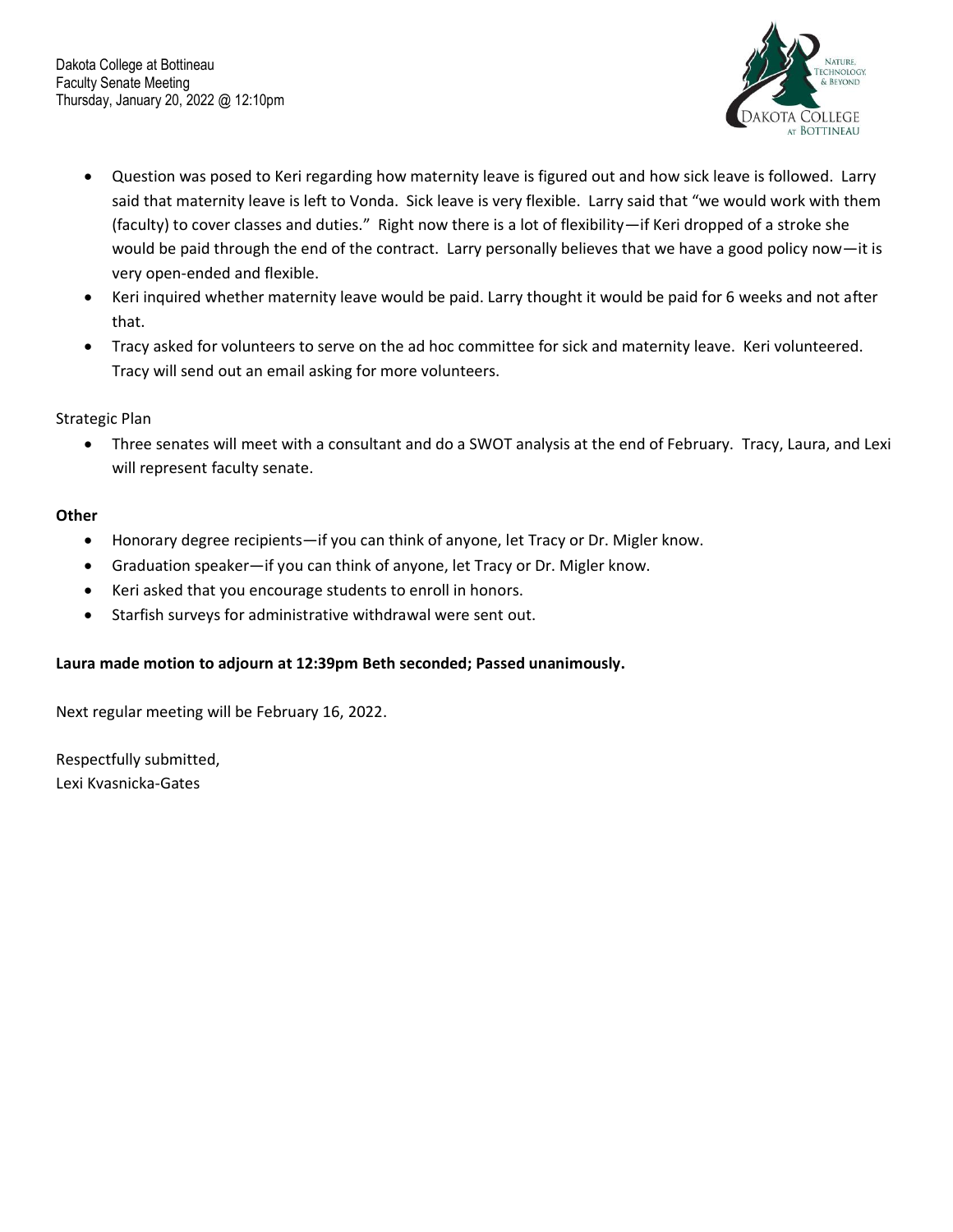- Question was posed to Keri regarding how maternity leave is figured out and how sick leave is followed. Larry said that maternity leave is left to Vonda. Sick leave is very flexible. Larry said that "we would work with them (faculty) to cover classes and duties." Right now there is a lot of flexibility—if Keri dropped of a stroke she would be paid through the end of the contract. Larry personally believes that we have a good policy now—it is very open-ended and flexible.
- Keri inquired whether maternity leave would be paid. Larry thought it would be paid for 6 weeks and not after that.
- Tracy asked for volunteers to serve on the ad hoc committee for sick and maternity leave. Keri volunteered. Tracy will send out an email asking for more volunteers.

Strategic Plan

- Three senates will meet with a consultant and do a SWOT analysis at the end of February. Tracy, Laura, and Lexi will represent faculty senate.

**Other**

- Honorary degree recipients—if you can think of anyone, let Tracy or Dr. Migler know.
- Graduation speaker—if you can think of anyone, let Tracy or Dr. Migler know.
- Keri asked that you encourage students to enroll in honors.
- Starfish surveys for administrative withdrawal were sent out.

**Laura made motion to adjourn at 12:39pm Beth seconded; Passed unanimously.**

Next regular meeting will be February 16, 2022.

Respectfully submitted,
Lexi Kvasnicka-Gates